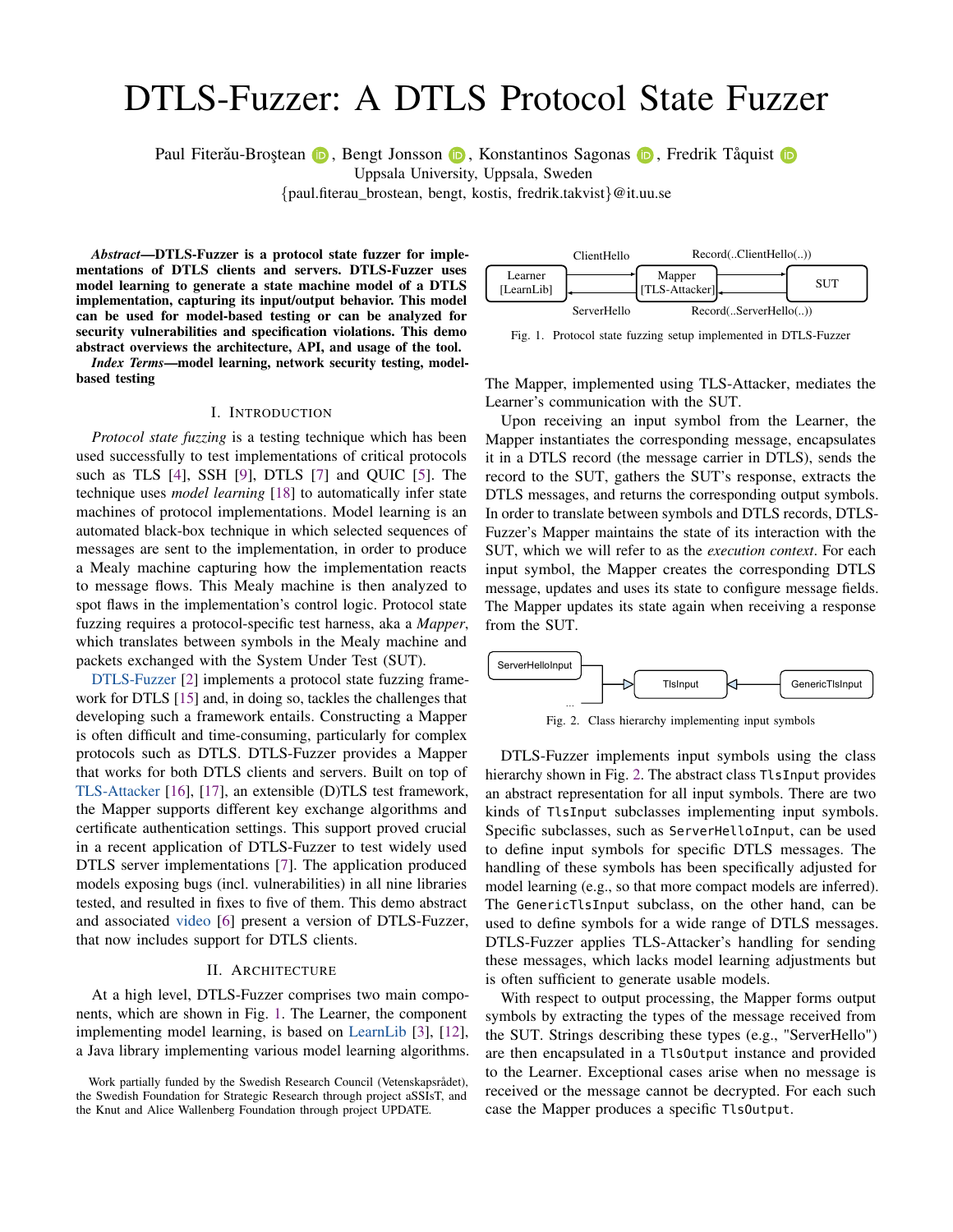# DTLS-Fuzzer: A DTLS Protocol State Fuzzer

Paul Fiterău-Broştean, Bengt Jonsson, Konstantinos Sagonas, Fredrik Tåquist
Uppsala University, Uppsala, Sweden
{paul.fiterau_brostean, bengt, kostis, fredrik.takvist}@it.uu.se

***Abstract*—DTLS-Fuzzer is a protocol state fuzzer for implementations of DTLS clients and servers. DTLS-Fuzzer uses model learning to generate a state machine model of a DTLS implementation, capturing its input/output behavior. This model can be used for model-based testing or can be analyzed for security vulnerabilities and specification violations. This demo abstract overviews the architecture, API, and usage of the tool.**

***Index Terms*—model learning, network security testing, model-based testing**

## I. Introduction

*Protocol state fuzzing* is a testing technique which has been used successfully to test implementations of critical protocols such as TLS [4], SSH [9], DTLS [7] and QUIC [5]. The technique uses *model learning* [18] to automatically infer state machines of protocol implementations. Model learning is an automated black-box technique in which selected sequences of messages are sent to the implementation, in order to produce a Mealy machine capturing how the implementation reacts to message flows. This Mealy machine is then analyzed to spot flaws in the implementation's control logic. Protocol state fuzzing requires a protocol-specific test harness, aka a *Mapper*, which translates between symbols in the Mealy machine and packets exchanged with the System Under Test (SUT).

DTLS-Fuzzer [2] implements a protocol state fuzzing framework for DTLS [15] and, in doing so, tackles the challenges that developing such a framework entails. Constructing a Mapper is often difficult and time-consuming, particularly for complex protocols such as DTLS. DTLS-Fuzzer provides a Mapper that works for both DTLS clients and servers. Built on top of TLS-Attacker [16], [17], an extensible (D)TLS test framework, the Mapper supports different key exchange algorithms and certificate authentication settings. This support proved crucial in a recent application of DTLS-Fuzzer to test widely used DTLS server implementations [7]. The application produced models exposing bugs (incl. vulnerabilities) in all nine libraries tested, and resulted in fixes to five of them. This demo abstract and associated video [6] present a version of DTLS-Fuzzer, that now includes support for DTLS clients.

## II. Architecture

At a high level, DTLS-Fuzzer comprises two main components, which are shown in Fig. 1. The Learner, the component implementing model learning, is based on LearnLib [3], [12], a Java library implementing various model learning algorithms.

Work partially funded by the Swedish Research Council (Vetenskapsrådet), the Swedish Foundation for Strategic Research through project aSSIsT, and the Knut and Alice Wallenberg Foundation through project UPDATE.

Fig. 1. Protocol state fuzzing setup implemented in DTLS-Fuzzer

The Mapper, implemented using TLS-Attacker, mediates the Learner's communication with the SUT.

Upon receiving an input symbol from the Learner, the Mapper instantiates the corresponding message, encapsulates it in a DTLS record (the message carrier in DTLS), sends the record to the SUT, gathers the SUT's response, extracts the DTLS messages, and returns the corresponding output symbols. In order to translate between symbols and DTLS records, DTLS-Fuzzer's Mapper maintains the state of its interaction with the SUT, which we will refer to as the *execution context*. For each input symbol, the Mapper creates the corresponding DTLS message, updates and uses its state to configure message fields. The Mapper updates its state again when receiving a response from the SUT.

Fig. 2. Class hierarchy implementing input symbols

DTLS-Fuzzer implements input symbols using the class hierarchy shown in Fig. 2. The abstract class `TlsInput` provides an abstract representation for all input symbols. There are two kinds of `TlsInput` subclasses implementing input symbols. Specific subclasses, such as `ServerHelloInput`, can be used to define input symbols for specific DTLS messages. The handling of these symbols has been specifically adjusted for model learning (e.g., so that more compact models are inferred). The `GenericTlsInput` subclass, on the other hand, can be used to define symbols for a wide range of DTLS messages. DTLS-Fuzzer applies TLS-Attacker's handling for sending these messages, which lacks model learning adjustments but is often sufficient to generate usable models.

With respect to output processing, the Mapper forms output symbols by extracting the types of the message received from the SUT. Strings describing these types (e.g., "ServerHello") are then encapsulated in a `TlsOutput` instance and provided to the Learner. Exceptional cases arise when no message is received or the message cannot be decrypted. For each such case the Mapper produces a specific `TlsOutput`.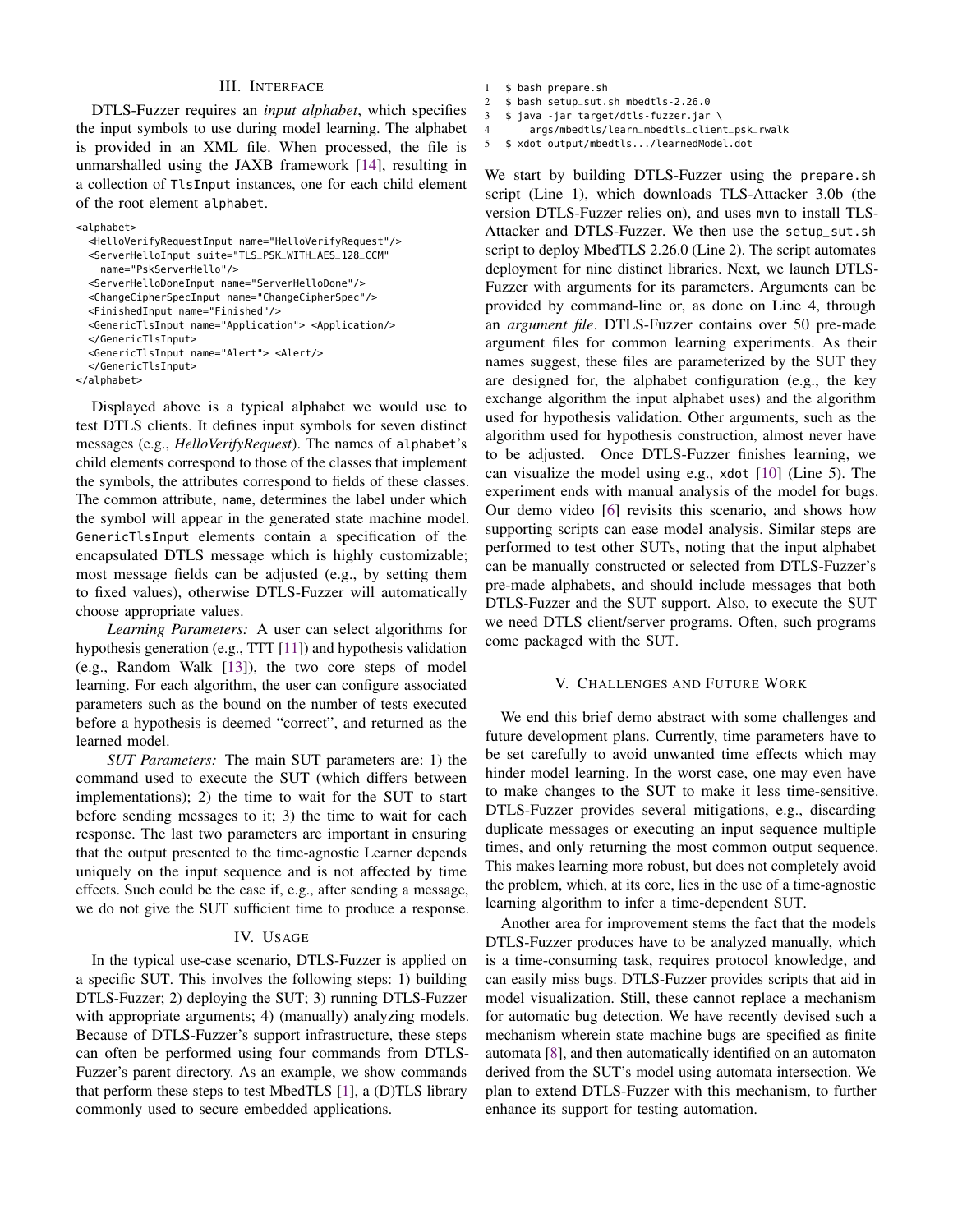## III. Interface

DTLS-Fuzzer requires an *input alphabet*, which specifies the input symbols to use during model learning. The alphabet is provided in an XML file. When processed, the file is unmarshalled using the JAXB framework [14], resulting in a collection of TlsInput instances, one for each child element of the root element alphabet.

```
<alphabet>
  <HelloVerifyRequestInput name="HelloVerifyRequest"/>
  <ServerHelloInput suite="TLS_PSK_WITH_AES_128_CCM"
    name="PskServerHello"/>
  <ServerHelloDoneInput name="ServerHelloDone"/>
  <ChangeCipherSpecInput name="ChangeCipherSpec"/>
  <FinishedInput name="Finished"/>
  <GenericTlsInput name="Application"> <Application/>
  </GenericTlsInput>
  <GenericTlsInput name="Alert"> <Alert/>
  </GenericTlsInput>
</alphabet>
```

Displayed above is a typical alphabet we would use to test DTLS clients. It defines input symbols for seven distinct messages (e.g., *HelloVerifyRequest*). The names of alphabet's child elements correspond to those of the classes that implement the symbols, the attributes correspond to fields of these classes. The common attribute, name, determines the label under which the symbol will appear in the generated state machine model. GenericTlsInput elements contain a specification of the encapsulated DTLS message which is highly customizable; most message fields can be adjusted (e.g., by setting them to fixed values), otherwise DTLS-Fuzzer will automatically choose appropriate values.

*Learning Parameters:* A user can select algorithms for hypothesis generation (e.g., TTT [11]) and hypothesis validation (e.g., Random Walk [13]), the two core steps of model learning. For each algorithm, the user can configure associated parameters such as the bound on the number of tests executed before a hypothesis is deemed "correct", and returned as the learned model.

*SUT Parameters:* The main SUT parameters are: 1) the command used to execute the SUT (which differs between implementations); 2) the time to wait for the SUT to start before sending messages to it; 3) the time to wait for each response. The last two parameters are important in ensuring that the output presented to the time-agnostic Learner depends uniquely on the input sequence and is not affected by time effects. Such could be the case if, e.g., after sending a message, we do not give the SUT sufficient time to produce a response.

## IV. Usage

In the typical use-case scenario, DTLS-Fuzzer is applied on a specific SUT. This involves the following steps: 1) building DTLS-Fuzzer; 2) deploying the SUT; 3) running DTLS-Fuzzer with appropriate arguments; 4) (manually) analyzing models. Because of DTLS-Fuzzer's support infrastructure, these steps can often be performed using four commands from DTLS-Fuzzer's parent directory. As an example, we show commands that perform these steps to test MbedTLS [1], a (D)TLS library commonly used to secure embedded applications.

```
1  $ bash prepare.sh
2  $ bash setup_sut.sh mbedtls-2.26.0
3  $ java -jar target/dtls-fuzzer.jar \
4      args/mbedtls/learn_mbedtls_client_psk_rwalk
5  $ xdot output/mbedtls.../learnedModel.dot
```

We start by building DTLS-Fuzzer using the prepare.sh script (Line 1), which downloads TLS-Attacker 3.0b (the version DTLS-Fuzzer relies on), and uses mvn to install TLS-Attacker and DTLS-Fuzzer. We then use the setup_sut.sh script to deploy MbedTLS 2.26.0 (Line 2). The script automates deployment for nine distinct libraries. Next, we launch DTLS-Fuzzer with arguments for its parameters. Arguments can be provided by command-line or, as done on Line 4, through an *argument file*. DTLS-Fuzzer contains over 50 pre-made argument files for common learning experiments. As their names suggest, these files are parameterized by the SUT they are designed for, the alphabet configuration (e.g., the key exchange algorithm the input alphabet uses) and the algorithm used for hypothesis validation. Other arguments, such as the algorithm used for hypothesis construction, almost never have to be adjusted. Once DTLS-Fuzzer finishes learning, we can visualize the model using e.g., xdot [10] (Line 5). The experiment ends with manual analysis of the model for bugs. Our demo video [6] revisits this scenario, and shows how supporting scripts can ease model analysis. Similar steps are performed to test other SUTs, noting that the input alphabet can be manually constructed or selected from DTLS-Fuzzer's pre-made alphabets, and should include messages that both DTLS-Fuzzer and the SUT support. Also, to execute the SUT we need DTLS client/server programs. Often, such programs come packaged with the SUT.

## V. Challenges and Future Work

We end this brief demo abstract with some challenges and future development plans. Currently, time parameters have to be set carefully to avoid unwanted time effects which may hinder model learning. In the worst case, one may even have to make changes to the SUT to make it less time-sensitive. DTLS-Fuzzer provides several mitigations, e.g., discarding duplicate messages or executing an input sequence multiple times, and only returning the most common output sequence. This makes learning more robust, but does not completely avoid the problem, which, at its core, lies in the use of a time-agnostic learning algorithm to infer a time-dependent SUT.

Another area for improvement stems the fact that the models DTLS-Fuzzer produces have to be analyzed manually, which is a time-consuming task, requires protocol knowledge, and can easily miss bugs. DTLS-Fuzzer provides scripts that aid in model visualization. Still, these cannot replace a mechanism for automatic bug detection. We have recently devised such a mechanism wherein state machine bugs are specified as finite automata [8], and then automatically identified on an automaton derived from the SUT's model using automata intersection. We plan to extend DTLS-Fuzzer with this mechanism, to further enhance its support for testing automation.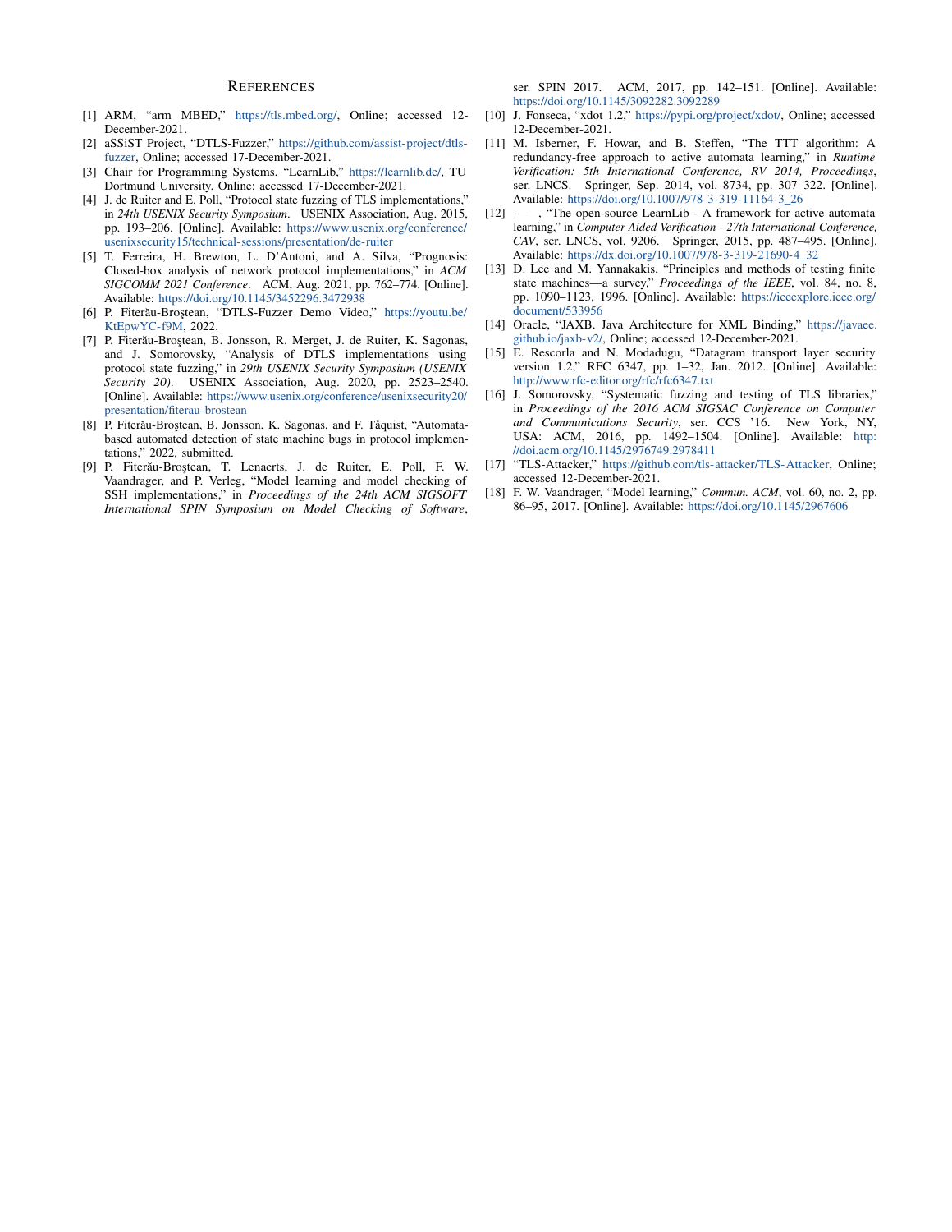# References

[1] ARM, "arm MBED," https://tls.mbed.org/, Online; accessed 12-December-2021.

[2] aSSiST Project, "DTLS-Fuzzer," https://github.com/assist-project/dtls-fuzzer, Online; accessed 17-December-2021.

[3] Chair for Programming Systems, "LearnLib," https://learnlib.de/, TU Dortmund University, Online; accessed 17-December-2021.

[4] J. de Ruiter and E. Poll, "Protocol state fuzzing of TLS implementations," in *24th USENIX Security Symposium*. USENIX Association, Aug. 2015, pp. 193–206. [Online]. Available: https://www.usenix.org/conference/usenixsecurity15/technical-sessions/presentation/de-ruiter

[5] T. Ferreira, H. Brewton, L. D'Antoni, and A. Silva, "Prognosis: Closed-box analysis of network protocol implementations," in *ACM SIGCOMM 2021 Conference*. ACM, Aug. 2021, pp. 762–774. [Online]. Available: https://doi.org/10.1145/3452296.3472938

[6] P. Fiterău-Broştean, "DTLS-Fuzzer Demo Video," https://youtu.be/KtEpwYC-f9M, 2022.

[7] P. Fiterău-Broştean, B. Jonsson, R. Merget, J. de Ruiter, K. Sagonas, and J. Somorovsky, "Analysis of DTLS implementations using protocol state fuzzing," in *29th USENIX Security Symposium (USENIX Security 20)*. USENIX Association, Aug. 2020, pp. 2523–2540. [Online]. Available: https://www.usenix.org/conference/usenixsecurity20/presentation/fiterau-brostean

[8] P. Fiterău-Broştean, B. Jonsson, K. Sagonas, and F. Tåquist, "Automata-based automated detection of state machine bugs in protocol implementations," 2022, submitted.

[9] P. Fiterău-Broştean, T. Lenaerts, J. de Ruiter, E. Poll, F. W. Vaandrager, and P. Verleg, "Model learning and model checking of SSH implementations," in *Proceedings of the 24th ACM SIGSOFT International SPIN Symposium on Model Checking of Software*, ser. SPIN 2017. ACM, 2017, pp. 142–151. [Online]. Available: https://doi.org/10.1145/3092282.3092289

[10] J. Fonseca, "xdot 1.2," https://pypi.org/project/xdot/, Online; accessed 12-December-2021.

[11] M. Isberner, F. Howar, and B. Steffen, "The TTT algorithm: A redundancy-free approach to active automata learning," in *Runtime Verification: 5th International Conference, RV 2014, Proceedings*, ser. LNCS. Springer, Sep. 2014, vol. 8734, pp. 307–322. [Online]. Available: https://doi.org/10.1007/978-3-319-11164-3_26

[12] ——, "The open-source LearnLib - A framework for active automata learning," in *Computer Aided Verification - 27th International Conference, CAV*, ser. LNCS, vol. 9206. Springer, 2015, pp. 487–495. [Online]. Available: https://dx.doi.org/10.1007/978-3-319-21690-4_32

[13] D. Lee and M. Yannakakis, "Principles and methods of testing finite state machines—a survey," *Proceedings of the IEEE*, vol. 84, no. 8, pp. 1090–1123, 1996. [Online]. Available: https://ieeexplore.ieee.org/document/533956

[14] Oracle, "JAXB. Java Architecture for XML Binding," https://javaee.github.io/jaxb-v2/, Online; accessed 12-December-2021.

[15] E. Rescorla and N. Modadugu, "Datagram transport layer security version 1.2," RFC 6347, pp. 1–32, Jan. 2012. [Online]. Available: http://www.rfc-editor.org/rfc/rfc6347.txt

[16] J. Somorovsky, "Systematic fuzzing and testing of TLS libraries," in *Proceedings of the 2016 ACM SIGSAC Conference on Computer and Communications Security*, ser. CCS '16. New York, NY, USA: ACM, 2016, pp. 1492–1504. [Online]. Available: http://doi.acm.org/10.1145/2976749.2978411

[17] "TLS-Attacker," https://github.com/tls-attacker/TLS-Attacker, Online; accessed 12-December-2021.

[18] F. W. Vaandrager, "Model learning," *Commun. ACM*, vol. 60, no. 2, pp. 86–95, 2017. [Online]. Available: https://doi.org/10.1145/2967606